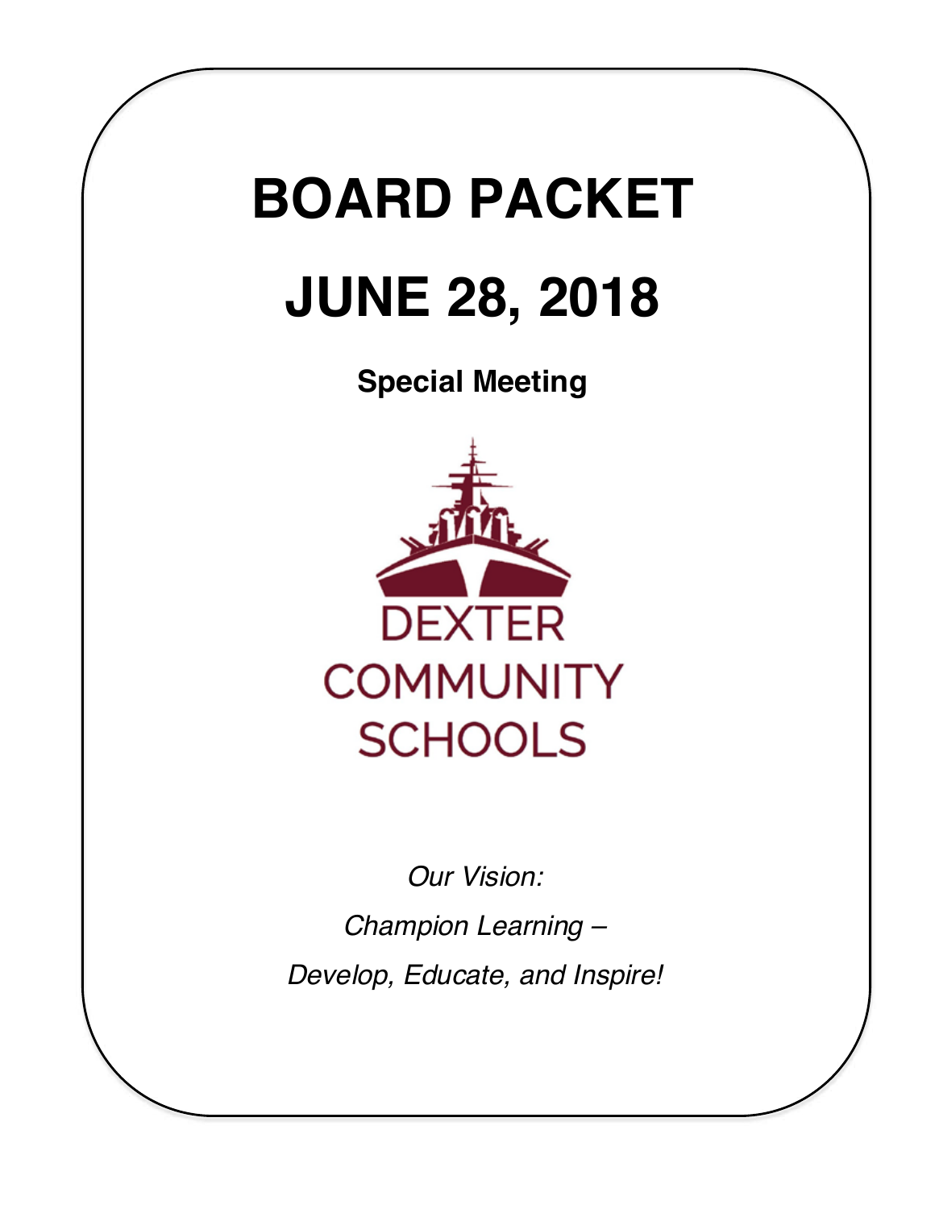# BOARD PACKET

# JUNE 28, 2018

**Special Meeting**

DEXTER
COMMUNITY
SCHOOLS

*Our Vision:*

*Champion Learning –*

*Develop, Educate, and Inspire!*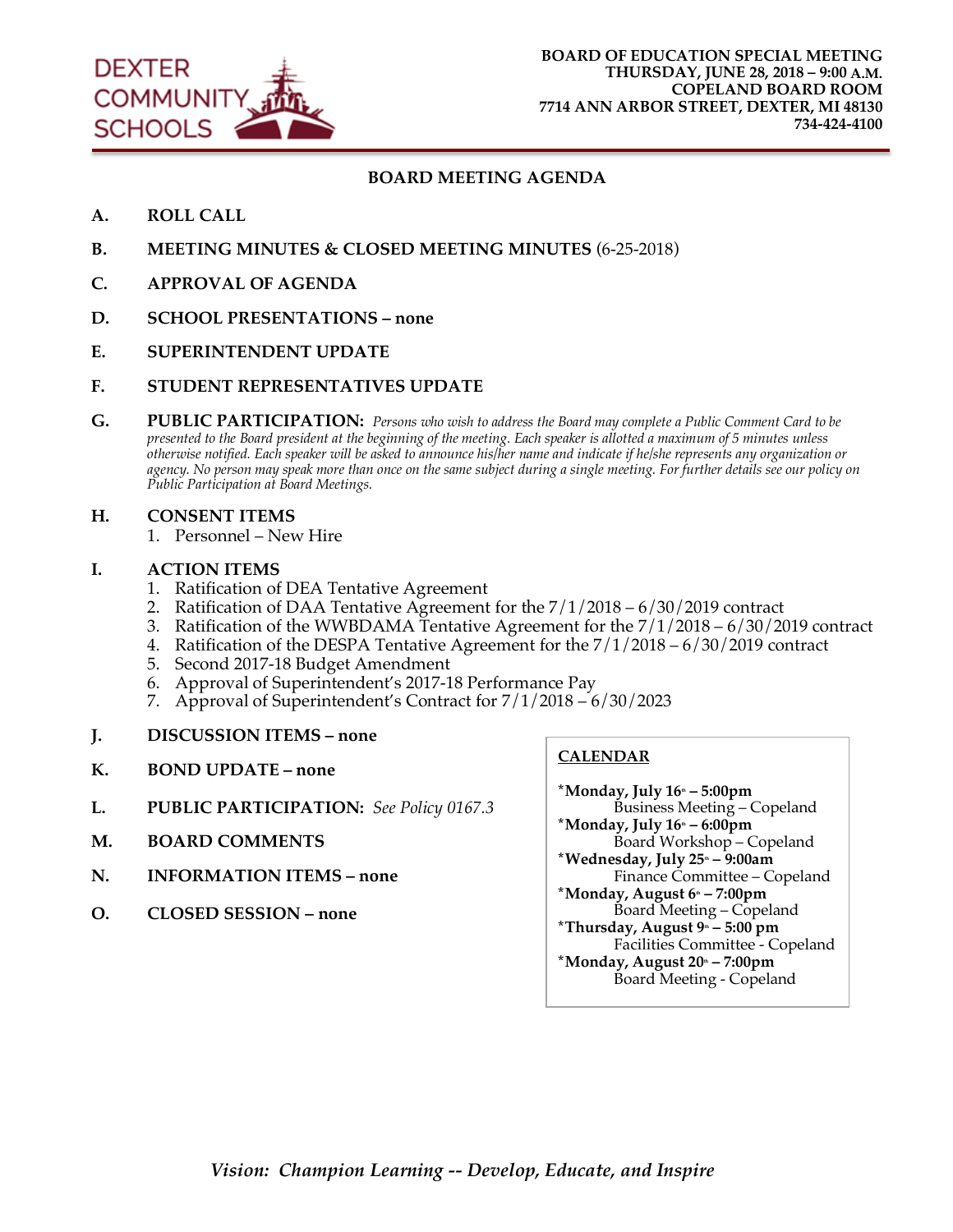DEXTER COMMUNITY SCHOOLS

**BOARD OF EDUCATION SPECIAL MEETING**
**THURSDAY, JUNE 28, 2018 – 9:00 A.M.**
**COPELAND BOARD ROOM**
**7714 ANN ARBOR STREET, DEXTER, MI 48130**
**734-424-4100**

## BOARD MEETING AGENDA

**A. ROLL CALL**

**B. MEETING MINUTES & CLOSED MEETING MINUTES** (6-25-2018)

**C. APPROVAL OF AGENDA**

**D. SCHOOL PRESENTATIONS – none**

**E. SUPERINTENDENT UPDATE**

**F. STUDENT REPRESENTATIVES UPDATE**

**G. PUBLIC PARTICIPATION:** *Persons who wish to address the Board may complete a Public Comment Card to be presented to the Board president at the beginning of the meeting. Each speaker is allotted a maximum of 5 minutes unless otherwise notified. Each speaker will be asked to announce his/her name and indicate if he/she represents any organization or agency. No person may speak more than once on the same subject during a single meeting. For further details see our policy on Public Participation at Board Meetings.*

**H. CONSENT ITEMS**
1. Personnel – New Hire

**I. ACTION ITEMS**
1. Ratification of DEA Tentative Agreement
2. Ratification of DAA Tentative Agreement for the 7/1/2018 – 6/30/2019 contract
3. Ratification of the WWBDAMA Tentative Agreement for the 7/1/2018 – 6/30/2019 contract
4. Ratification of the DESPA Tentative Agreement for the 7/1/2018 – 6/30/2019 contract
5. Second 2017-18 Budget Amendment
6. Approval of Superintendent's 2017-18 Performance Pay
7. Approval of Superintendent's Contract for 7/1/2018 – 6/30/2023

**J. DISCUSSION ITEMS – none**

**K. BOND UPDATE – none**

**L. PUBLIC PARTICIPATION:** *See Policy 0167.3*

**M. BOARD COMMENTS**

**N. INFORMATION ITEMS – none**

**O. CLOSED SESSION – none**

**CALENDAR**

**\*Monday, July 16th – 5:00pm**
Business Meeting – Copeland
**\*Monday, July 16th – 6:00pm**
Board Workshop – Copeland
**\*Wednesday, July 25th – 9:00am**
Finance Committee – Copeland
**\*Monday, August 6th – 7:00pm**
Board Meeting – Copeland
**\*Thursday, August 9th – 5:00 pm**
Facilities Committee - Copeland
**\*Monday, August 20th – 7:00pm**
Board Meeting - Copeland

*Vision: Champion Learning -- Develop, Educate, and Inspire*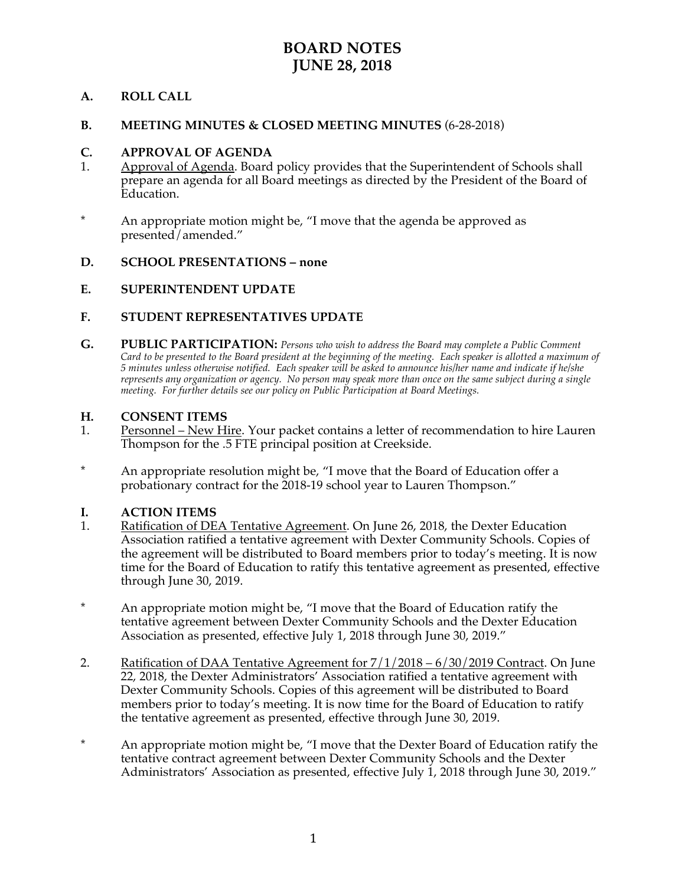# BOARD NOTES
# JUNE 28, 2018

## A. ROLL CALL

## B. MEETING MINUTES & CLOSED MEETING MINUTES (6-28-2018)

## C. APPROVAL OF AGENDA

1. Approval of Agenda. Board policy provides that the Superintendent of Schools shall prepare an agenda for all Board meetings as directed by the President of the Board of Education.

\* An appropriate motion might be, "I move that the agenda be approved as presented/amended."

## D. SCHOOL PRESENTATIONS – none

## E. SUPERINTENDENT UPDATE

## F. STUDENT REPRESENTATIVES UPDATE

## G. PUBLIC PARTICIPATION:

*Persons who wish to address the Board may complete a Public Comment Card to be presented to the Board president at the beginning of the meeting. Each speaker is allotted a maximum of 5 minutes unless otherwise notified. Each speaker will be asked to announce his/her name and indicate if he/she represents any organization or agency. No person may speak more than once on the same subject during a single meeting. For further details see our policy on Public Participation at Board Meetings.*

## H. CONSENT ITEMS

1. Personnel – New Hire. Your packet contains a letter of recommendation to hire Lauren Thompson for the .5 FTE principal position at Creekside.

\* An appropriate resolution might be, "I move that the Board of Education offer a probationary contract for the 2018-19 school year to Lauren Thompson."

## I. ACTION ITEMS

1. Ratification of DEA Tentative Agreement. On June 26, 2018, the Dexter Education Association ratified a tentative agreement with Dexter Community Schools. Copies of the agreement will be distributed to Board members prior to today's meeting. It is now time for the Board of Education to ratify this tentative agreement as presented, effective through June 30, 2019.

\* An appropriate motion might be, "I move that the Board of Education ratify the tentative agreement between Dexter Community Schools and the Dexter Education Association as presented, effective July 1, 2018 through June 30, 2019."

2. Ratification of DAA Tentative Agreement for 7/1/2018 – 6/30/2019 Contract. On June 22, 2018, the Dexter Administrators' Association ratified a tentative agreement with Dexter Community Schools. Copies of this agreement will be distributed to Board members prior to today's meeting. It is now time for the Board of Education to ratify the tentative agreement as presented, effective through June 30, 2019.

\* An appropriate motion might be, "I move that the Dexter Board of Education ratify the tentative contract agreement between Dexter Community Schools and the Dexter Administrators' Association as presented, effective July 1, 2018 through June 30, 2019."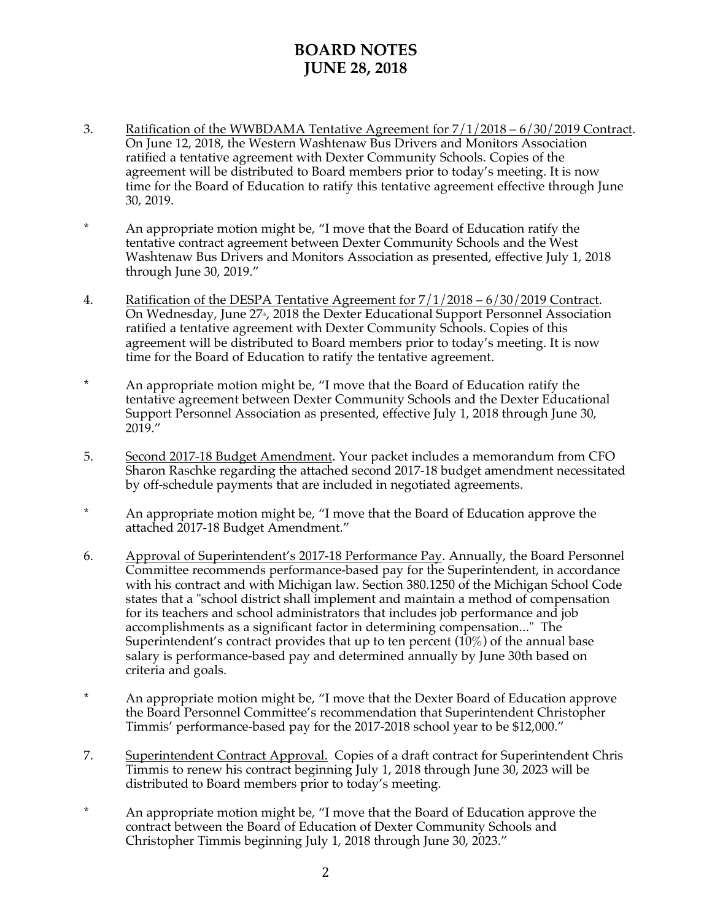# BOARD NOTES
# JUNE 28, 2018

3. Ratification of the WWBDAMA Tentative Agreement for 7/1/2018 – 6/30/2019 Contract. On June 12, 2018, the Western Washtenaw Bus Drivers and Monitors Association ratified a tentative agreement with Dexter Community Schools. Copies of the agreement will be distributed to Board members prior to today's meeting. It is now time for the Board of Education to ratify this tentative agreement effective through June 30, 2019.

\* An appropriate motion might be, "I move that the Board of Education ratify the tentative contract agreement between Dexter Community Schools and the West Washtenaw Bus Drivers and Monitors Association as presented, effective July 1, 2018 through June 30, 2019."

4. Ratification of the DESPA Tentative Agreement for 7/1/2018 – 6/30/2019 Contract. On Wednesday, June 27th, 2018 the Dexter Educational Support Personnel Association ratified a tentative agreement with Dexter Community Schools. Copies of this agreement will be distributed to Board members prior to today's meeting. It is now time for the Board of Education to ratify the tentative agreement.

\* An appropriate motion might be, "I move that the Board of Education ratify the tentative agreement between Dexter Community Schools and the Dexter Educational Support Personnel Association as presented, effective July 1, 2018 through June 30, 2019."

5. Second 2017-18 Budget Amendment. Your packet includes a memorandum from CFO Sharon Raschke regarding the attached second 2017-18 budget amendment necessitated by off-schedule payments that are included in negotiated agreements.

\* An appropriate motion might be, "I move that the Board of Education approve the attached 2017-18 Budget Amendment."

6. Approval of Superintendent's 2017-18 Performance Pay. Annually, the Board Personnel Committee recommends performance-based pay for the Superintendent, in accordance with his contract and with Michigan law. Section 380.1250 of the Michigan School Code states that a "school district shall implement and maintain a method of compensation for its teachers and school administrators that includes job performance and job accomplishments as a significant factor in determining compensation..." The Superintendent's contract provides that up to ten percent (10%) of the annual base salary is performance-based pay and determined annually by June 30th based on criteria and goals.

\* An appropriate motion might be, "I move that the Dexter Board of Education approve the Board Personnel Committee's recommendation that Superintendent Christopher Timmis' performance-based pay for the 2017-2018 school year to be $12,000."

7. Superintendent Contract Approval. Copies of a draft contract for Superintendent Chris Timmis to renew his contract beginning July 1, 2018 through June 30, 2023 will be distributed to Board members prior to today's meeting.

\* An appropriate motion might be, "I move that the Board of Education approve the contract between the Board of Education of Dexter Community Schools and Christopher Timmis beginning July 1, 2018 through June 30, 2023."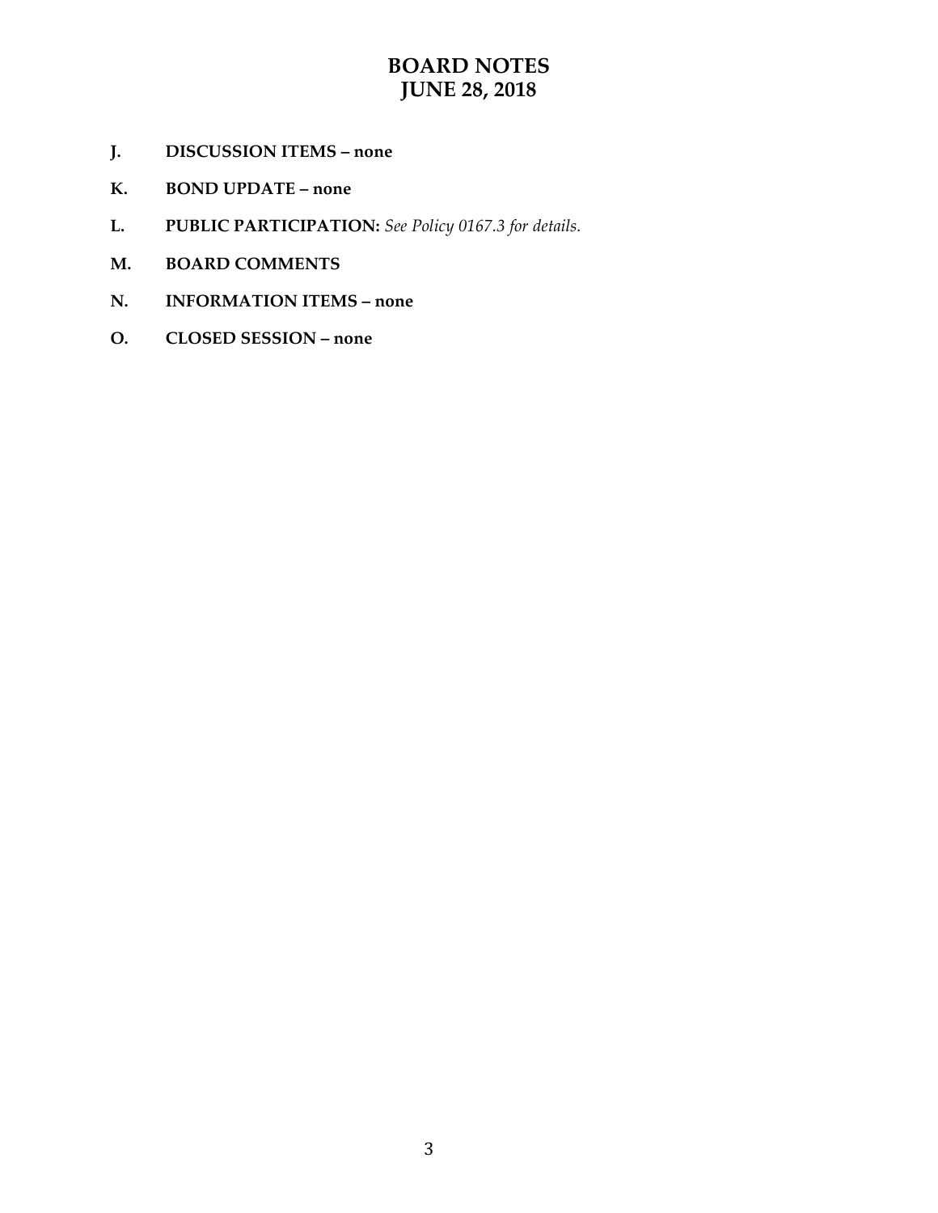# BOARD NOTES
# JUNE 28, 2018

**J. DISCUSSION ITEMS – none**

**K. BOND UPDATE – none**

**L. PUBLIC PARTICIPATION:** *See Policy 0167.3 for details.*

**M. BOARD COMMENTS**

**N. INFORMATION ITEMS – none**

**O. CLOSED SESSION – none**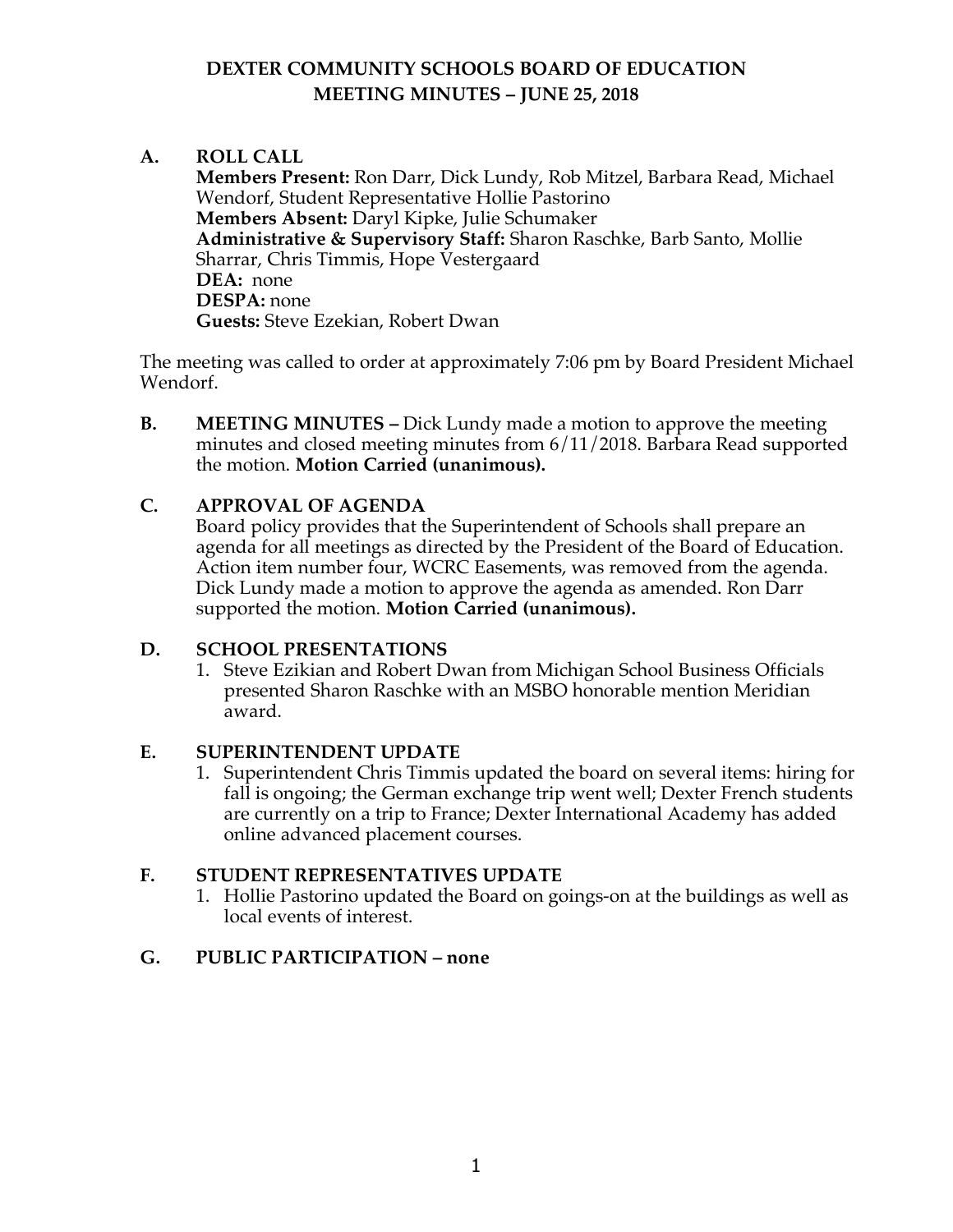# DEXTER COMMUNITY SCHOOLS BOARD OF EDUCATION
## MEETING MINUTES – JUNE 25, 2018

**A. ROLL CALL**

**Members Present:** Ron Darr, Dick Lundy, Rob Mitzel, Barbara Read, Michael Wendorf, Student Representative Hollie Pastorino
**Members Absent:** Daryl Kipke, Julie Schumaker
**Administrative & Supervisory Staff:** Sharon Raschke, Barb Santo, Mollie Sharrar, Chris Timmis, Hope Vestergaard
**DEA:** none
**DESPA:** none
**Guests:** Steve Ezekian, Robert Dwan

The meeting was called to order at approximately 7:06 pm by Board President Michael Wendorf.

**B. MEETING MINUTES –** Dick Lundy made a motion to approve the meeting minutes and closed meeting minutes from 6/11/2018. Barbara Read supported the motion. **Motion Carried (unanimous).**

**C. APPROVAL OF AGENDA**

Board policy provides that the Superintendent of Schools shall prepare an agenda for all meetings as directed by the President of the Board of Education. Action item number four, WCRC Easements, was removed from the agenda. Dick Lundy made a motion to approve the agenda as amended. Ron Darr supported the motion. **Motion Carried (unanimous).**

**D. SCHOOL PRESENTATIONS**

1. Steve Ezikian and Robert Dwan from Michigan School Business Officials presented Sharon Raschke with an MSBO honorable mention Meridian award.

**E. SUPERINTENDENT UPDATE**

1. Superintendent Chris Timmis updated the board on several items: hiring for fall is ongoing; the German exchange trip went well; Dexter French students are currently on a trip to France; Dexter International Academy has added online advanced placement courses.

**F. STUDENT REPRESENTATIVES UPDATE**

1. Hollie Pastorino updated the Board on goings-on at the buildings as well as local events of interest.

**G. PUBLIC PARTICIPATION – none**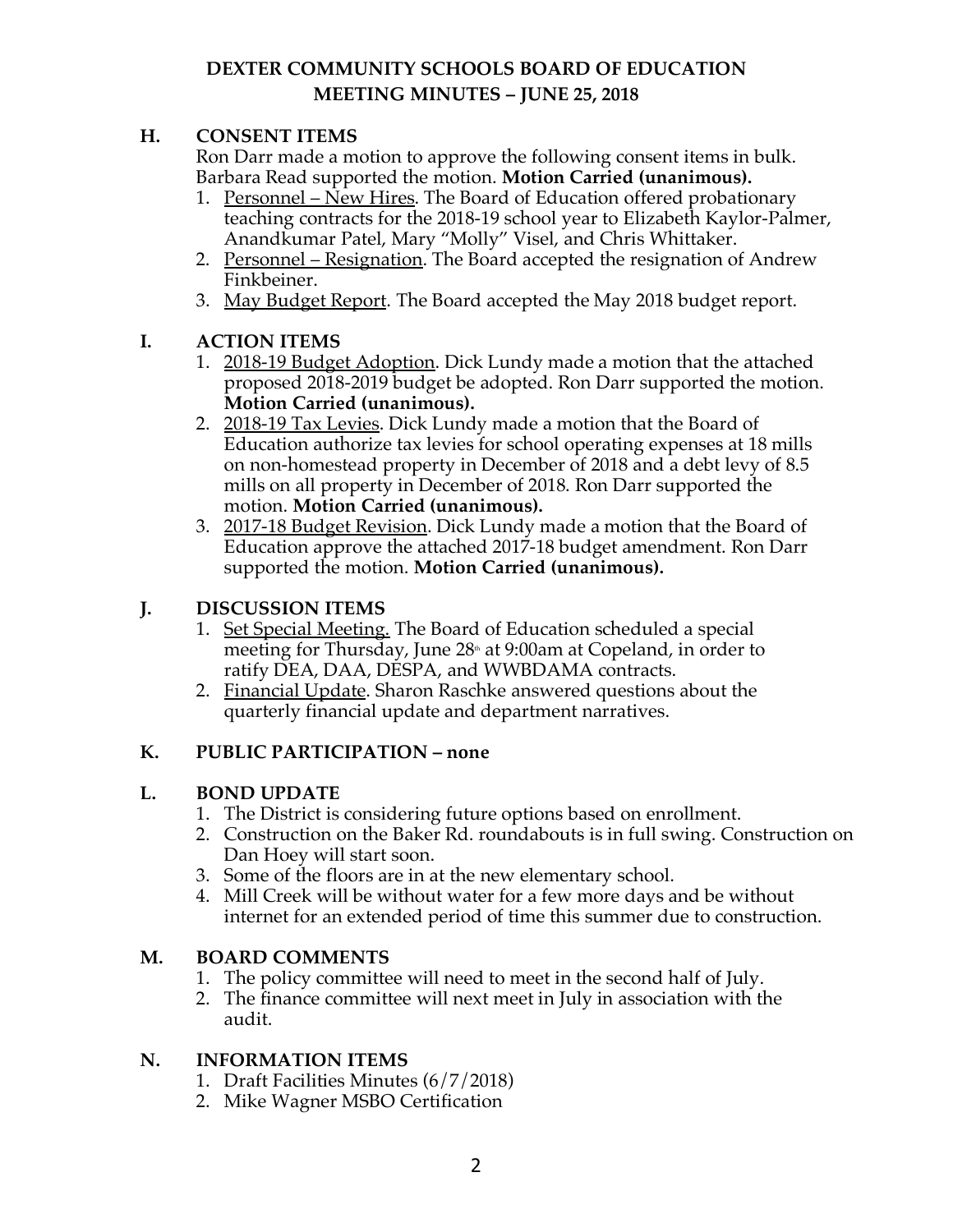# DEXTER COMMUNITY SCHOOLS BOARD OF EDUCATION
## MEETING MINUTES – JUNE 25, 2018

## H. CONSENT ITEMS

Ron Darr made a motion to approve the following consent items in bulk. Barbara Read supported the motion. **Motion Carried (unanimous).**

1. Personnel – New Hires. The Board of Education offered probationary teaching contracts for the 2018-19 school year to Elizabeth Kaylor-Palmer, Anandkumar Patel, Mary "Molly" Visel, and Chris Whittaker.
2. Personnel – Resignation. The Board accepted the resignation of Andrew Finkbeiner.
3. May Budget Report. The Board accepted the May 2018 budget report.

## I. ACTION ITEMS

1. 2018-19 Budget Adoption. Dick Lundy made a motion that the attached proposed 2018-2019 budget be adopted. Ron Darr supported the motion. **Motion Carried (unanimous).**
2. 2018-19 Tax Levies. Dick Lundy made a motion that the Board of Education authorize tax levies for school operating expenses at 18 mills on non-homestead property in December of 2018 and a debt levy of 8.5 mills on all property in December of 2018. Ron Darr supported the motion. **Motion Carried (unanimous).**
3. 2017-18 Budget Revision. Dick Lundy made a motion that the Board of Education approve the attached 2017-18 budget amendment. Ron Darr supported the motion. **Motion Carried (unanimous).**

## J. DISCUSSION ITEMS

1. Set Special Meeting. The Board of Education scheduled a special meeting for Thursday, June 28th at 9:00am at Copeland, in order to ratify DEA, DAA, DESPA, and WWBDAMA contracts.
2. Financial Update. Sharon Raschke answered questions about the quarterly financial update and department narratives.

## K. PUBLIC PARTICIPATION – none

## L. BOND UPDATE

1. The District is considering future options based on enrollment.
2. Construction on the Baker Rd. roundabouts is in full swing. Construction on Dan Hoey will start soon.
3. Some of the floors are in at the new elementary school.
4. Mill Creek will be without water for a few more days and be without internet for an extended period of time this summer due to construction.

## M. BOARD COMMENTS

1. The policy committee will need to meet in the second half of July.
2. The finance committee will next meet in July in association with the audit.

## N. INFORMATION ITEMS

1. Draft Facilities Minutes (6/7/2018)
2. Mike Wagner MSBO Certification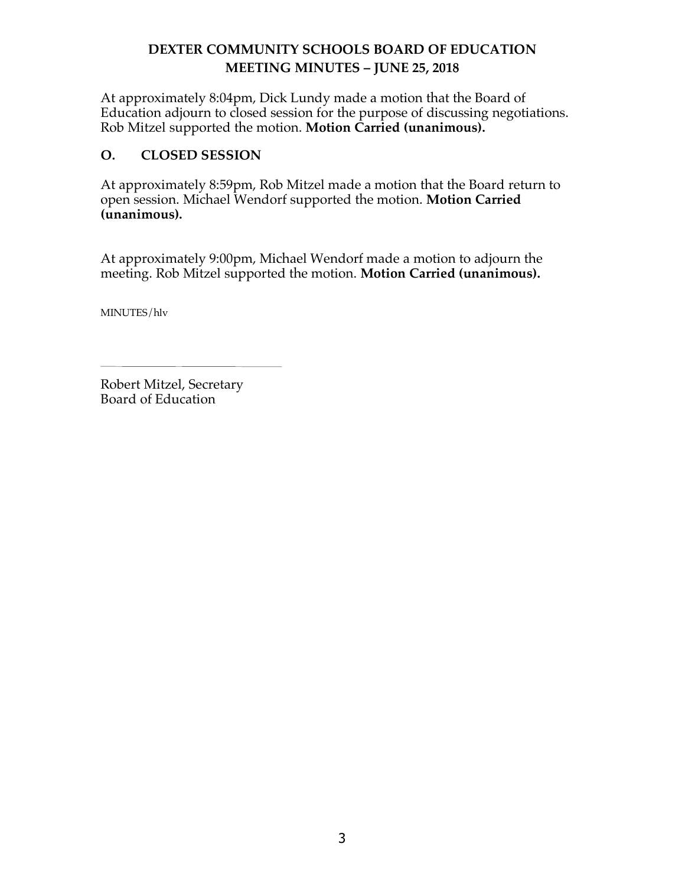At approximately 8:04pm, Dick Lundy made a motion that the Board of Education adjourn to closed session for the purpose of discussing negotiations. Rob Mitzel supported the motion. **Motion Carried (unanimous).**

## O. CLOSED SESSION

At approximately 8:59pm, Rob Mitzel made a motion that the Board return to open session. Michael Wendorf supported the motion. **Motion Carried (unanimous).**

At approximately 9:00pm, Michael Wendorf made a motion to adjourn the meeting. Rob Mitzel supported the motion. **Motion Carried (unanimous).**

MINUTES/hlv

\_\_\_\_\_\_\_\_\_\_\_\_\_\_\_\_\_\_\_\_\_\_\_\_\_\_\_\_

Robert Mitzel, Secretary
Board of Education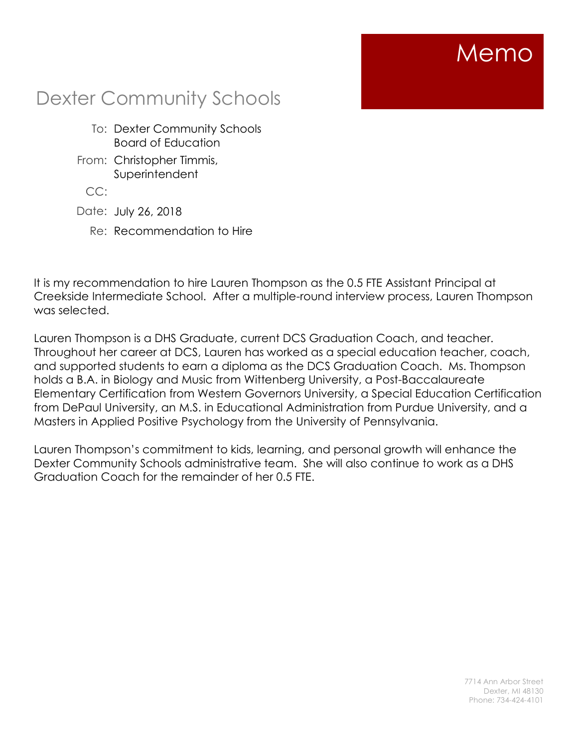# Memo

## Dexter Community Schools

To: Dexter Community Schools Board of Education

From: Christopher Timmis, Superintendent

CC:

Date: July 26, 2018

Re: Recommendation to Hire

It is my recommendation to hire Lauren Thompson as the 0.5 FTE Assistant Principal at Creekside Intermediate School. After a multiple-round interview process, Lauren Thompson was selected.

Lauren Thompson is a DHS Graduate, current DCS Graduation Coach, and teacher. Throughout her career at DCS, Lauren has worked as a special education teacher, coach, and supported students to earn a diploma as the DCS Graduation Coach. Ms. Thompson holds a B.A. in Biology and Music from Wittenberg University, a Post-Baccalaureate Elementary Certification from Western Governors University, a Special Education Certification from DePaul University, an M.S. in Educational Administration from Purdue University, and a Masters in Applied Positive Psychology from the University of Pennsylvania.

Lauren Thompson's commitment to kids, learning, and personal growth will enhance the Dexter Community Schools administrative team. She will also continue to work as a DHS Graduation Coach for the remainder of her 0.5 FTE.

7714 Ann Arbor Street
Dexter, MI 48130
Phone: 734-424-4101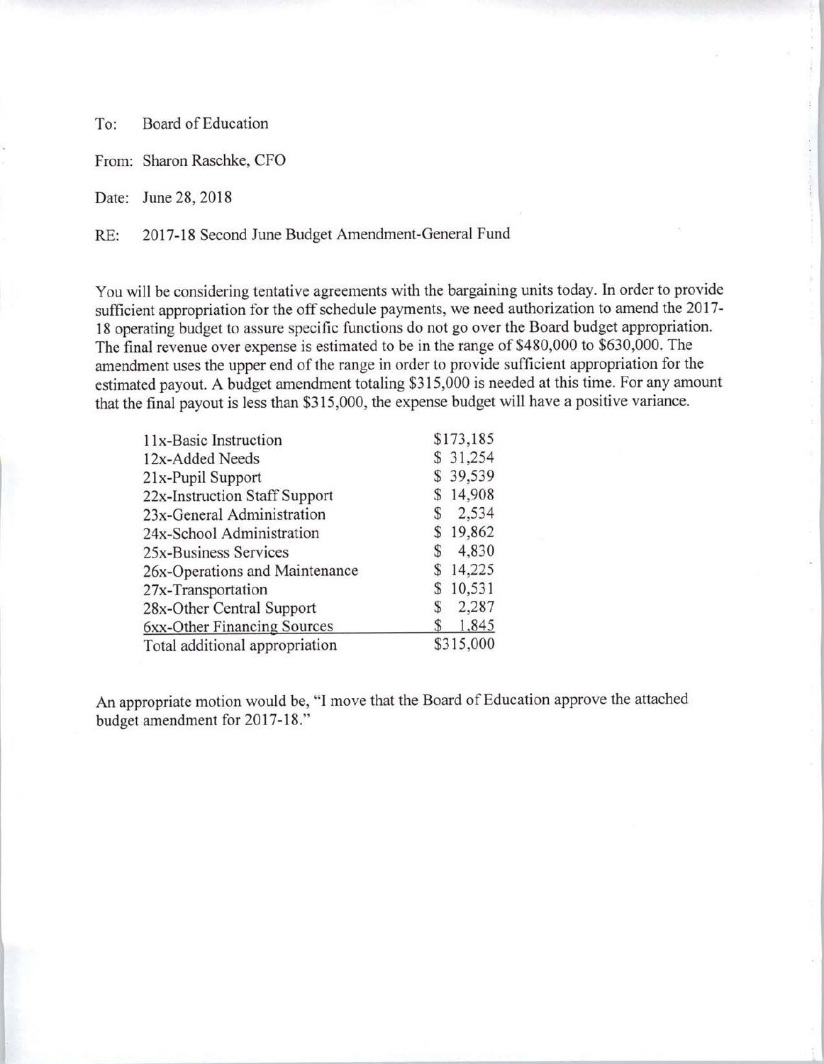To: Board of Education

From: Sharon Raschke, CFO

Date: June 28, 2018

RE: 2017-18 Second June Budget Amendment-General Fund

You will be considering tentative agreements with the bargaining units today. In order to provide sufficient appropriation for the off schedule payments, we need authorization to amend the 2017-18 operating budget to assure specific functions do not go over the Board budget appropriation. The final revenue over expense is estimated to be in the range of $480,000 to $630,000. The amendment uses the upper end of the range in order to provide sufficient appropriation for the estimated payout. A budget amendment totaling $315,000 is needed at this time. For any amount that the final payout is less than $315,000, the expense budget will have a positive variance.

| Function | Amount |
|---|---|
| 11x-Basic Instruction | $173,185 |
| 12x-Added Needs | $ 31,254 |
| 21x-Pupil Support | $ 39,539 |
| 22x-Instruction Staff Support | $ 14,908 |
| 23x-General Administration | $ 2,534 |
| 24x-School Administration | $ 19,862 |
| 25x-Business Services | $ 4,830 |
| 26x-Operations and Maintenance | $ 14,225 |
| 27x-Transportation | $ 10,531 |
| 28x-Other Central Support | $ 2,287 |
| 6xx-Other Financing Sources | $ 1,845 |
| Total additional appropriation | $315,000 |

An appropriate motion would be, "I move that the Board of Education approve the attached budget amendment for 2017-18."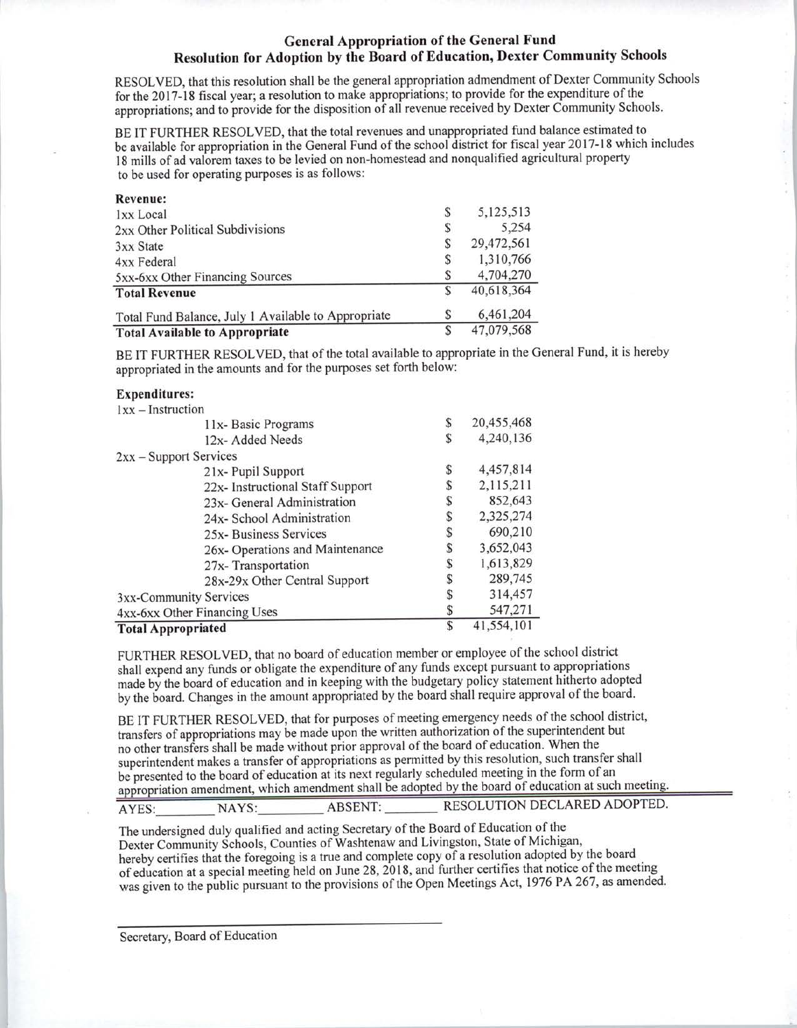## General Appropriation of the General Fund
## Resolution for Adoption by the Board of Education, Dexter Community Schools

RESOLVED, that this resolution shall be the general appropriation admendment of Dexter Community Schools for the 2017-18 fiscal year; a resolution to make appropriations; to provide for the expenditure of the appropriations; and to provide for the disposition of all revenue received by Dexter Community Schools.

BE IT FURTHER RESOLVED, that the total revenues and unappropriated fund balance estimated to be available for appropriation in the General Fund of the school district for fiscal year 2017-18 which includes 18 mills of ad valorem taxes to be levied on non-homestead and nonqualified agricultural property to be used for operating purposes is as follows:

| Revenue: | | |
|---|---|---|
| 1xx Local | $ | 5,125,513 |
| 2xx Other Political Subdivisions | $ | 5,254 |
| 3xx State | $ | 29,472,561 |
| 4xx Federal | $ | 1,310,766 |
| 5xx-6xx Other Financing Sources | $ | 4,704,270 |
| **Total Revenue** | $ | 40,618,364 |
| Total Fund Balance, July 1 Available to Appropriate | $ | 6,461,204 |
| **Total Available to Appropriate** | $ | 47,079,568 |

BE IT FURTHER RESOLVED, that of the total available to appropriate in the General Fund, it is hereby appropriated in the amounts and for the purposes set forth below:

| Expenditures: | | |
|---|---|---|
| 1xx – Instruction | | |
| 11x- Basic Programs | $ | 20,455,468 |
| 12x- Added Needs | $ | 4,240,136 |
| 2xx – Support Services | | |
| 21x- Pupil Support | $ | 4,457,814 |
| 22x- Instructional Staff Support | $ | 2,115,211 |
| 23x- General Administration | $ | 852,643 |
| 24x- School Administration | $ | 2,325,274 |
| 25x- Business Services | $ | 690,210 |
| 26x- Operations and Maintenance | $ | 3,652,043 |
| 27x- Transportation | $ | 1,613,829 |
| 28x-29x Other Central Support | $ | 289,745 |
| 3xx-Community Services | $ | 314,457 |
| 4xx-6xx Other Financing Uses | $ | 547,271 |
| **Total Appropriated** | $ | 41,554,101 |

FURTHER RESOLVED, that no board of education member or employee of the school district shall expend any funds or obligate the expenditure of any funds except pursuant to appropriations made by the board of education and in keeping with the budgetary policy statement hitherto adopted by the board. Changes in the amount appropriated by the board shall require approval of the board.

BE IT FURTHER RESOLVED, that for purposes of meeting emergency needs of the school district, transfers of appropriations may be made upon the written authorization of the superintendent but no other transfers shall be made without prior approval of the board of education. When the superintendent makes a transfer of appropriations as permitted by this resolution, such transfer shall be presented to the board of education at its next regularly scheduled meeting in the form of an appropriation amendment, which amendment shall be adopted by the board of education at such meeting.

AYES:________ NAYS:________ ABSENT:________ RESOLUTION DECLARED ADOPTED.

The undersigned duly qualified and acting Secretary of the Board of Education of the Dexter Community Schools, Counties of Washtenaw and Livingston, State of Michigan, hereby certifies that the foregoing is a true and complete copy of a resolution adopted by the board of education at a special meeting held on June 28, 2018, and further certifies that notice of the meeting was given to the public pursuant to the provisions of the Open Meetings Act, 1976 PA 267, as amended.

\_\_\_\_\_\_\_\_\_\_\_\_\_\_\_\_\_\_\_\_\_\_\_\_\_\_\_\_\_\_\_\_\_\_\_\_

Secretary, Board of Education